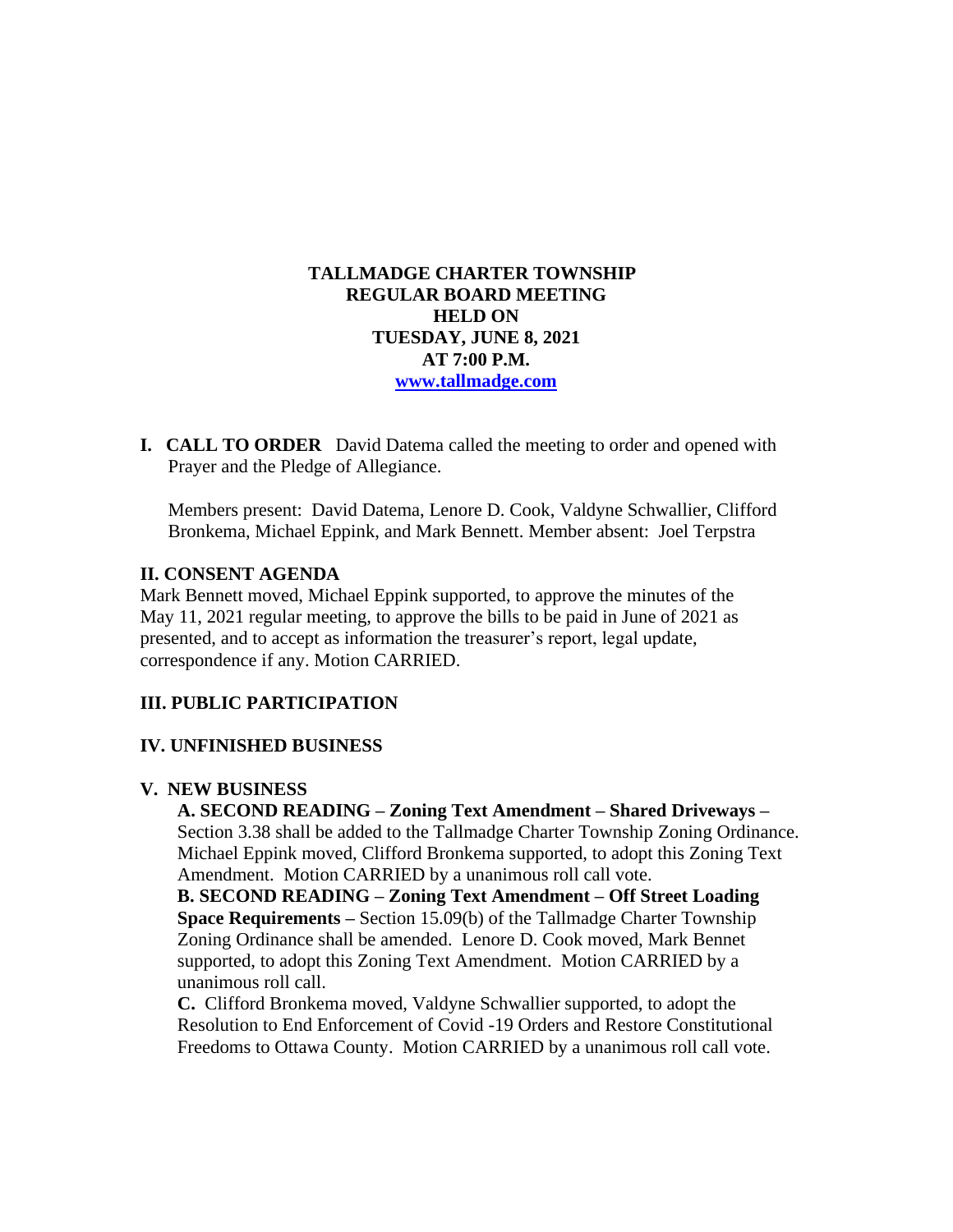# TALLMADGE CHARTER TOWNSHIP
## REGULAR BOARD MEETING
## HELD ON
## TUESDAY, JUNE 8, 2021
## AT 7:00 P.M.
## www.tallmadge.com

**I. CALL TO ORDER** David Datema called the meeting to order and opened with Prayer and the Pledge of Allegiance.

Members present: David Datema, Lenore D. Cook, Valdyne Schwallier, Clifford Bronkema, Michael Eppink, and Mark Bennett. Member absent: Joel Terpstra

### II. CONSENT AGENDA

Mark Bennett moved, Michael Eppink supported, to approve the minutes of the May 11, 2021 regular meeting, to approve the bills to be paid in June of 2021 as presented, and to accept as information the treasurer's report, legal update, correspondence if any. Motion CARRIED.

### III. PUBLIC PARTICIPATION

### IV. UNFINISHED BUSINESS

### V. NEW BUSINESS

**A. SECOND READING – Zoning Text Amendment – Shared Driveways –** Section 3.38 shall be added to the Tallmadge Charter Township Zoning Ordinance. Michael Eppink moved, Clifford Bronkema supported, to adopt this Zoning Text Amendment. Motion CARRIED by a unanimous roll call vote.

**B. SECOND READING – Zoning Text Amendment – Off Street Loading Space Requirements –** Section 15.09(b) of the Tallmadge Charter Township Zoning Ordinance shall be amended. Lenore D. Cook moved, Mark Bennet supported, to adopt this Zoning Text Amendment. Motion CARRIED by a unanimous roll call.

**C.** Clifford Bronkema moved, Valdyne Schwallier supported, to adopt the Resolution to End Enforcement of Covid -19 Orders and Restore Constitutional Freedoms to Ottawa County. Motion CARRIED by a unanimous roll call vote.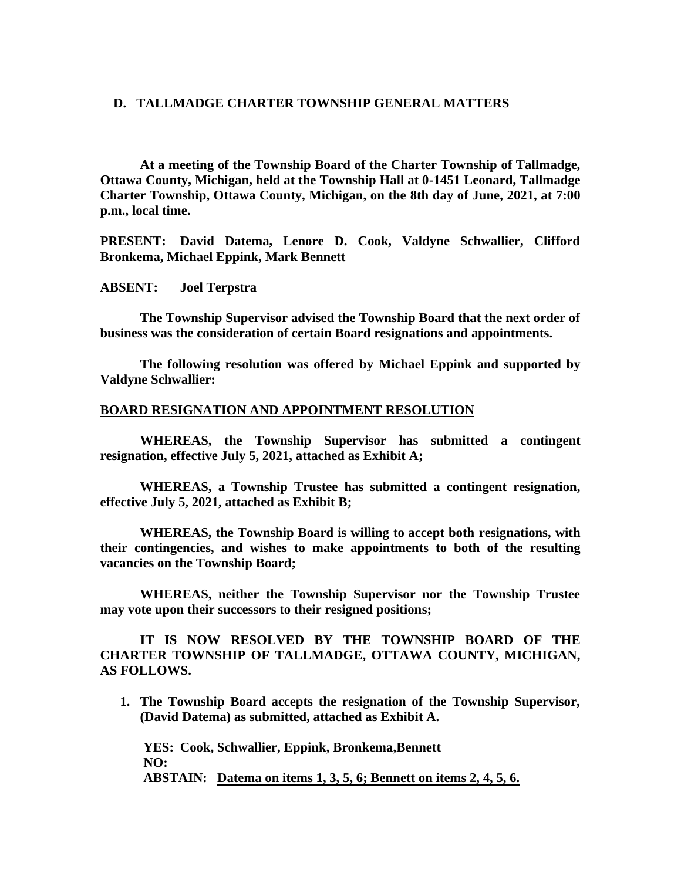## D. TALLMADGE CHARTER TOWNSHIP GENERAL MATTERS

**At a meeting of the Township Board of the Charter Township of Tallmadge, Ottawa County, Michigan, held at the Township Hall at 0-1451 Leonard, Tallmadge Charter Township, Ottawa County, Michigan, on the 8th day of June, 2021, at 7:00 p.m., local time.**

**PRESENT: David Datema, Lenore D. Cook, Valdyne Schwallier, Clifford Bronkema, Michael Eppink, Mark Bennett**

**ABSENT: Joel Terpstra**

**The Township Supervisor advised the Township Board that the next order of business was the consideration of certain Board resignations and appointments.**

**The following resolution was offered by Michael Eppink and supported by Valdyne Schwallier:**

**BOARD RESIGNATION AND APPOINTMENT RESOLUTION**

**WHEREAS, the Township Supervisor has submitted a contingent resignation, effective July 5, 2021, attached as Exhibit A;**

**WHEREAS, a Township Trustee has submitted a contingent resignation, effective July 5, 2021, attached as Exhibit B;**

**WHEREAS, the Township Board is willing to accept both resignations, with their contingencies, and wishes to make appointments to both of the resulting vacancies on the Township Board;**

**WHEREAS, neither the Township Supervisor nor the Township Trustee may vote upon their successors to their resigned positions;**

**IT IS NOW RESOLVED BY THE TOWNSHIP BOARD OF THE CHARTER TOWNSHIP OF TALLMADGE, OTTAWA COUNTY, MICHIGAN, AS FOLLOWS.**

1. **The Township Board accepts the resignation of the Township Supervisor, (David Datema) as submitted, attached as Exhibit A.**

   **YES: Cook, Schwallier, Eppink, Bronkema,Bennett**
   **NO:**
   **ABSTAIN: Datema on items 1, 3, 5, 6; Bennett on items 2, 4, 5, 6.**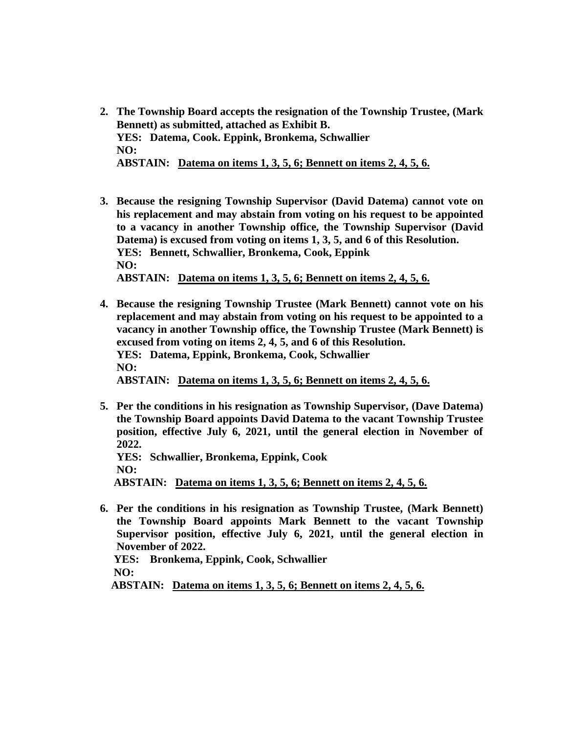2. **The Township Board accepts the resignation of the Township Trustee, (Mark Bennett) as submitted, attached as Exhibit B.**
   **YES: Datema, Cook. Eppink, Bronkema, Schwallier**
   **NO:**
   **ABSTAIN: <u>Datema on items 1, 3, 5, 6; Bennett on items 2, 4, 5, 6.</u>**

3. **Because the resigning Township Supervisor (David Datema) cannot vote on his replacement and may abstain from voting on his request to be appointed to a vacancy in another Township office, the Township Supervisor (David Datema) is excused from voting on items 1, 3, 5, and 6 of this Resolution.**
   **YES: Bennett, Schwallier, Bronkema, Cook, Eppink**
   **NO:**
   **ABSTAIN: <u>Datema on items 1, 3, 5, 6; Bennett on items 2, 4, 5, 6.</u>**

4. **Because the resigning Township Trustee (Mark Bennett) cannot vote on his replacement and may abstain from voting on his request to be appointed to a vacancy in another Township office, the Township Trustee (Mark Bennett) is excused from voting on items 2, 4, 5, and 6 of this Resolution.**
   **YES: Datema, Eppink, Bronkema, Cook, Schwallier**
   **NO:**
   **ABSTAIN: <u>Datema on items 1, 3, 5, 6; Bennett on items 2, 4, 5, 6.</u>**

5. **Per the conditions in his resignation as Township Supervisor, (Dave Datema) the Township Board appoints David Datema to the vacant Township Trustee position, effective July 6, 2021, until the general election in November of 2022.**
   **YES: Schwallier, Bronkema, Eppink, Cook**
   **NO:**
   **ABSTAIN: <u>Datema on items 1, 3, 5, 6; Bennett on items 2, 4, 5, 6.</u>**

6. **Per the conditions in his resignation as Township Trustee, (Mark Bennett) the Township Board appoints Mark Bennett to the vacant Township Supervisor position, effective July 6, 2021, until the general election in November of 2022.**
   **YES: Bronkema, Eppink, Cook, Schwallier**
   **NO:**
   **ABSTAIN: <u>Datema on items 1, 3, 5, 6; Bennett on items 2, 4, 5, 6.</u>**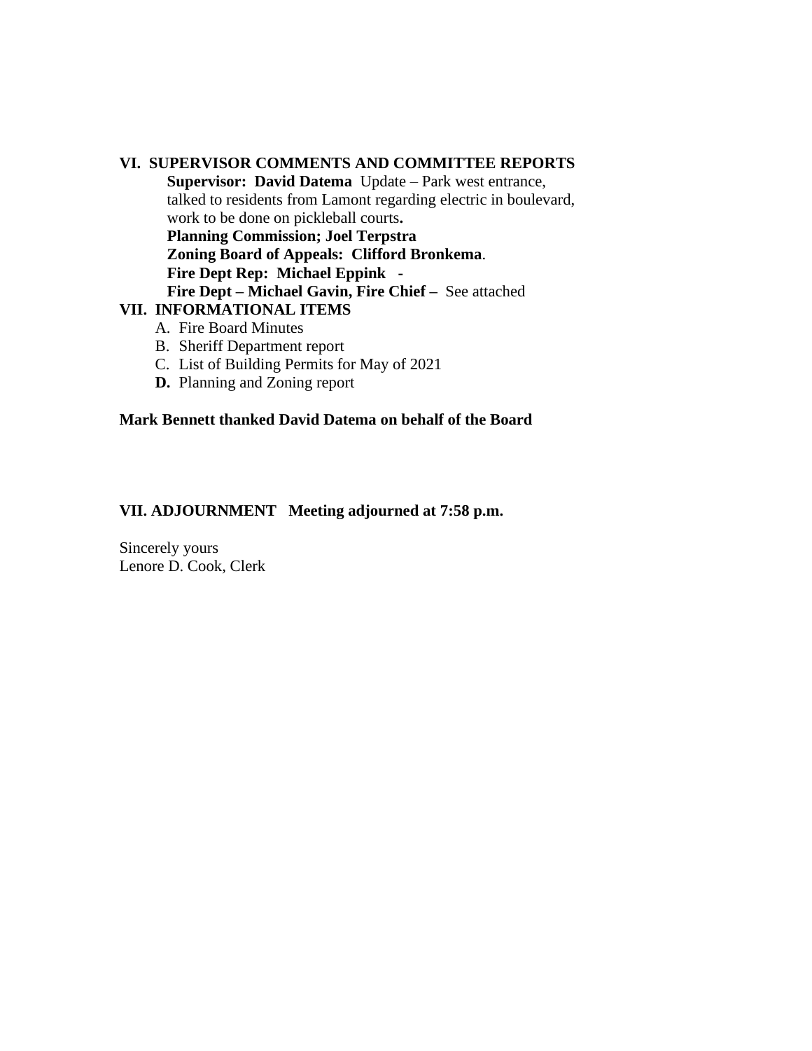**VI. SUPERVISOR COMMENTS AND COMMITTEE REPORTS**

**Supervisor: David Datema** Update – Park west entrance, talked to residents from Lamont regarding electric in boulevard, work to be done on pickleball courts**.**

**Planning Commission; Joel Terpstra**

**Zoning Board of Appeals: Clifford Bronkema**.

**Fire Dept Rep: Michael Eppink -**

**Fire Dept – Michael Gavin, Fire Chief –** See attached

**VII. INFORMATIONAL ITEMS**

A. Fire Board Minutes
B. Sheriff Department report
C. List of Building Permits for May of 2021
**D.** Planning and Zoning report

**Mark Bennett thanked David Datema on behalf of the Board**

**VII. ADJOURNMENT Meeting adjourned at 7:58 p.m.**

Sincerely yours
Lenore D. Cook, Clerk